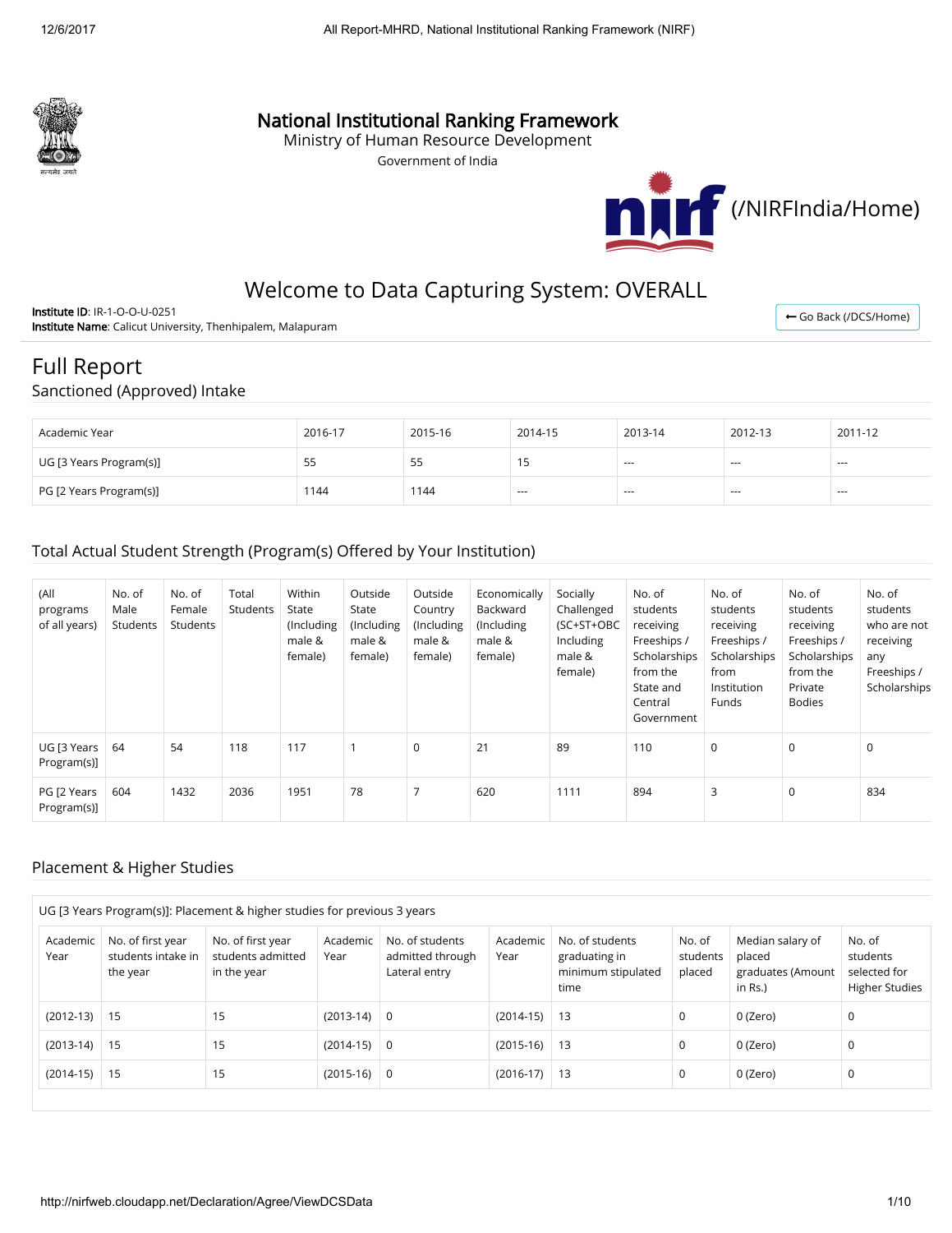# National Institutional Ranking Framework

Ministry of Human Resource Development

Government of India

(/NIRFIndia/Home)

## Welcome to Data Capturing System: OVERALL

**Institute ID**: IR-1-O-O-U-0251
**Institute Name**: Calicut University, Thenhipalem, Malapuram

Go Back (/DCS/Home)

# Full Report

## Sanctioned (Approved) Intake

| Academic Year | 2016-17 | 2015-16 | 2014-15 | 2013-14 | 2012-13 | 2011-12 |
|---|---|---|---|---|---|---|
| UG [3 Years Program(s)] | 55 | 55 | 15 | --- | --- | --- |
| PG [2 Years Program(s)] | 1144 | 1144 | --- | --- | --- | --- |

## Total Actual Student Strength (Program(s) Offered by Your Institution)

| (All programs of all years) | No. of Male Students | No. of Female Students | Total Students | Within State (Including male & female) | Outside State (Including male & female) | Outside Country (Including male & female) | Economically Backward (Including male & female) | Socially Challenged (SC+ST+OBC Including male & female) | No. of students receiving Freeships / Scholarships from the State and Central Government | No. of students receiving Freeships / Scholarships from Institution Funds | No. of students receiving Freeships / Scholarships from the Private Bodies | No. of students who are not receiving any Freeships / Scholarships |
|---|---|---|---|---|---|---|---|---|---|---|---|---|
| UG [3 Years Program(s)] | 64 | 54 | 118 | 117 | 1 | 0 | 21 | 89 | 110 | 0 | 0 | 0 |
| PG [2 Years Program(s)] | 604 | 1432 | 2036 | 1951 | 78 | 7 | 620 | 1111 | 894 | 3 | 0 | 834 |

## Placement & Higher Studies

UG [3 Years Program(s)]: Placement & higher studies for previous 3 years

| Academic Year | No. of first year students intake in the year | No. of first year students admitted in the year | Academic Year | No. of students admitted through Lateral entry | Academic Year | No. of students graduating in minimum stipulated time | No. of students placed | Median salary of placed graduates (Amount in Rs.) | No. of students selected for Higher Studies |
|---|---|---|---|---|---|---|---|---|---|
| (2012-13) | 15 | 15 | (2013-14) | 0 | (2014-15) | 13 | 0 | 0 (Zero) | 0 |
| (2013-14) | 15 | 15 | (2014-15) | 0 | (2015-16) | 13 | 0 | 0 (Zero) | 0 |
| (2014-15) | 15 | 15 | (2015-16) | 0 | (2016-17) | 13 | 0 | 0 (Zero) | 0 |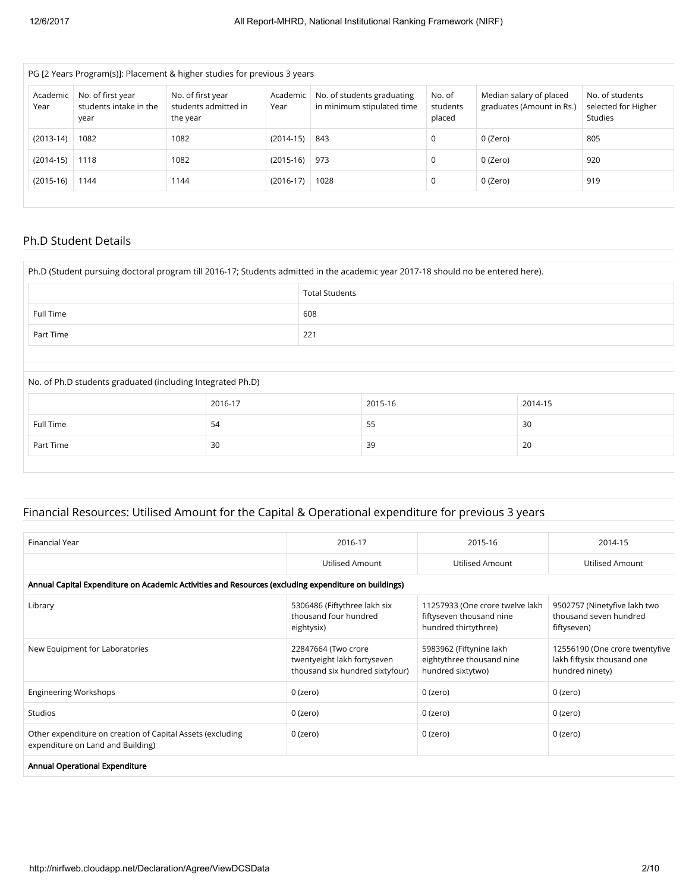| PG [2 Years Program(s)]: Placement & higher studies for previous 3 years | | | | | | | |
|---|---|---|---|---|---|---|---|
| Academic Year | No. of first year students intake in the year | No. of first year students admitted in the year | Academic Year | No. of students graduating in minimum stipulated time | No. of students placed | Median salary of placed graduates (Amount in Rs.) | No. of students selected for Higher Studies |
| (2013-14) | 1082 | 1082 | (2014-15) | 843 | 0 | 0 (Zero) | 805 |
| (2014-15) | 1118 | 1082 | (2015-16) | 973 | 0 | 0 (Zero) | 920 |
| (2015-16) | 1144 | 1144 | (2016-17) | 1028 | 0 | 0 (Zero) | 919 |

## Ph.D Student Details

Ph.D (Student pursuing doctoral program till 2016-17; Students admitted in the academic year 2017-18 should no be entered here).

| | Total Students |
|---|---|
| Full Time | 608 |
| Part Time | 221 |

No. of Ph.D students graduated (including Integrated Ph.D)

| | 2016-17 | 2015-16 | 2014-15 |
|---|---|---|---|
| Full Time | 54 | 55 | 30 |
| Part Time | 30 | 39 | 20 |

## Financial Resources: Utilised Amount for the Capital & Operational expenditure for previous 3 years

| Financial Year | 2016-17 | 2015-16 | 2014-15 |
|---|---|---|---|
| | Utilised Amount | Utilised Amount | Utilised Amount |
| **Annual Capital Expenditure on Academic Activities and Resources (excluding expenditure on buildings)** | | | |
| Library | 5306486 (Fiftythree lakh six thousand four hundred eightysix) | 11257933 (One crore twelve lakh fiftyseven thousand nine hundred thirtythree) | 9502757 (Ninetyfive lakh two thousand seven hundred fiftyseven) |
| New Equipment for Laboratories | 22847664 (Two crore twentyeight lakh fortyseven thousand six hundred sixtyfour) | 5983962 (Fiftynine lakh eightythree thousand nine hundred sixtytwo) | 12556190 (One crore twentyfive lakh fiftysix thousand one hundred ninety) |
| Engineering Workshops | 0 (zero) | 0 (zero) | 0 (zero) |
| Studios | 0 (zero) | 0 (zero) | 0 (zero) |
| Other expenditure on creation of Capital Assets (excluding expenditure on Land and Building) | 0 (zero) | 0 (zero) | 0 (zero) |
| **Annual Operational Expenditure** | | | |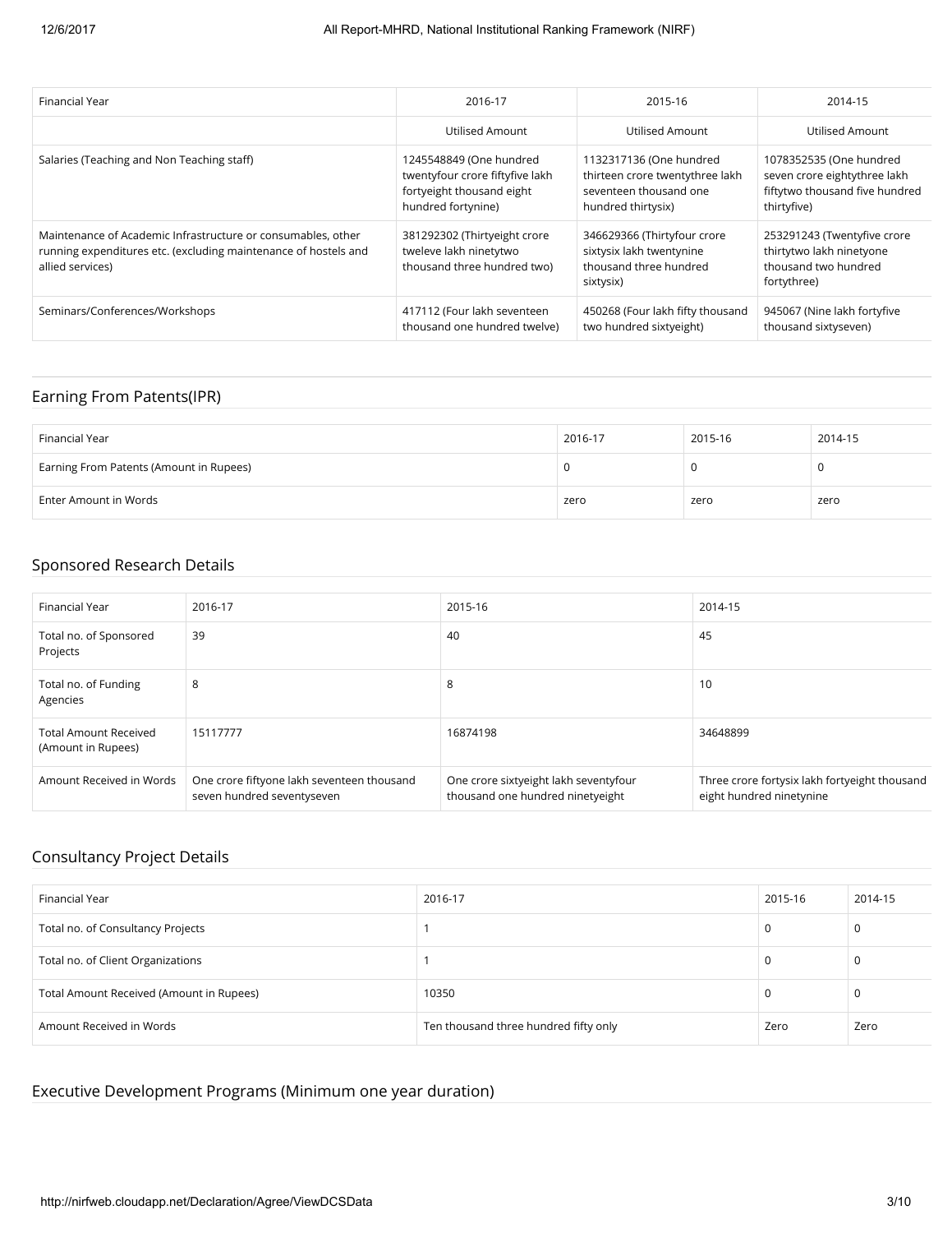| Financial Year | 2016-17 | 2015-16 | 2014-15 |
|---|---|---|---|
| | Utilised Amount | Utilised Amount | Utilised Amount |
| Salaries (Teaching and Non Teaching staff) | 1245548849 (One hundred twentyfour crore fiftyfive lakh fortyeight thousand eight hundred fortynine) | 1132317136 (One hundred thirteen crore twentythree lakh seventeen thousand one hundred thirtysix) | 1078352535 (One hundred seven crore eightythree lakh fiftytwo thousand five hundred thirtyfive) |
| Maintenance of Academic Infrastructure or consumables, other running expenditures etc. (excluding maintenance of hostels and allied services) | 381292302 (Thirtyeight crore tweleve lakh ninetytwo thousand three hundred two) | 346629366 (Thirtyfour crore sixtysix lakh twentynine thousand three hundred sixtysix) | 253291243 (Twentyfive crore thirtytwo lakh ninetyone thousand two hundred fortythree) |
| Seminars/Conferences/Workshops | 417112 (Four lakh seventeen thousand one hundred twelve) | 450268 (Four lakh fifty thousand two hundred sixtyeight) | 945067 (Nine lakh fortyfive thousand sixtyseven) |

## Earning From Patents(IPR)

| Financial Year | 2016-17 | 2015-16 | 2014-15 |
|---|---|---|---|
| Earning From Patents (Amount in Rupees) | 0 | 0 | 0 |
| Enter Amount in Words | zero | zero | zero |

## Sponsored Research Details

| Financial Year | 2016-17 | 2015-16 | 2014-15 |
|---|---|---|---|
| Total no. of Sponsored Projects | 39 | 40 | 45 |
| Total no. of Funding Agencies | 8 | 8 | 10 |
| Total Amount Received (Amount in Rupees) | 15117777 | 16874198 | 34648899 |
| Amount Received in Words | One crore fiftyone lakh seventeen thousand seven hundred seventyseven | One crore sixtyeight lakh seventyfour thousand one hundred ninetyeight | Three crore fortysix lakh fortyeight thousand eight hundred ninetynine |

## Consultancy Project Details

| Financial Year | 2016-17 | 2015-16 | 2014-15 |
|---|---|---|---|
| Total no. of Consultancy Projects | 1 | 0 | 0 |
| Total no. of Client Organizations | 1 | 0 | 0 |
| Total Amount Received (Amount in Rupees) | 10350 | 0 | 0 |
| Amount Received in Words | Ten thousand three hundred fifty only | Zero | Zero |

## Executive Development Programs (Minimum one year duration)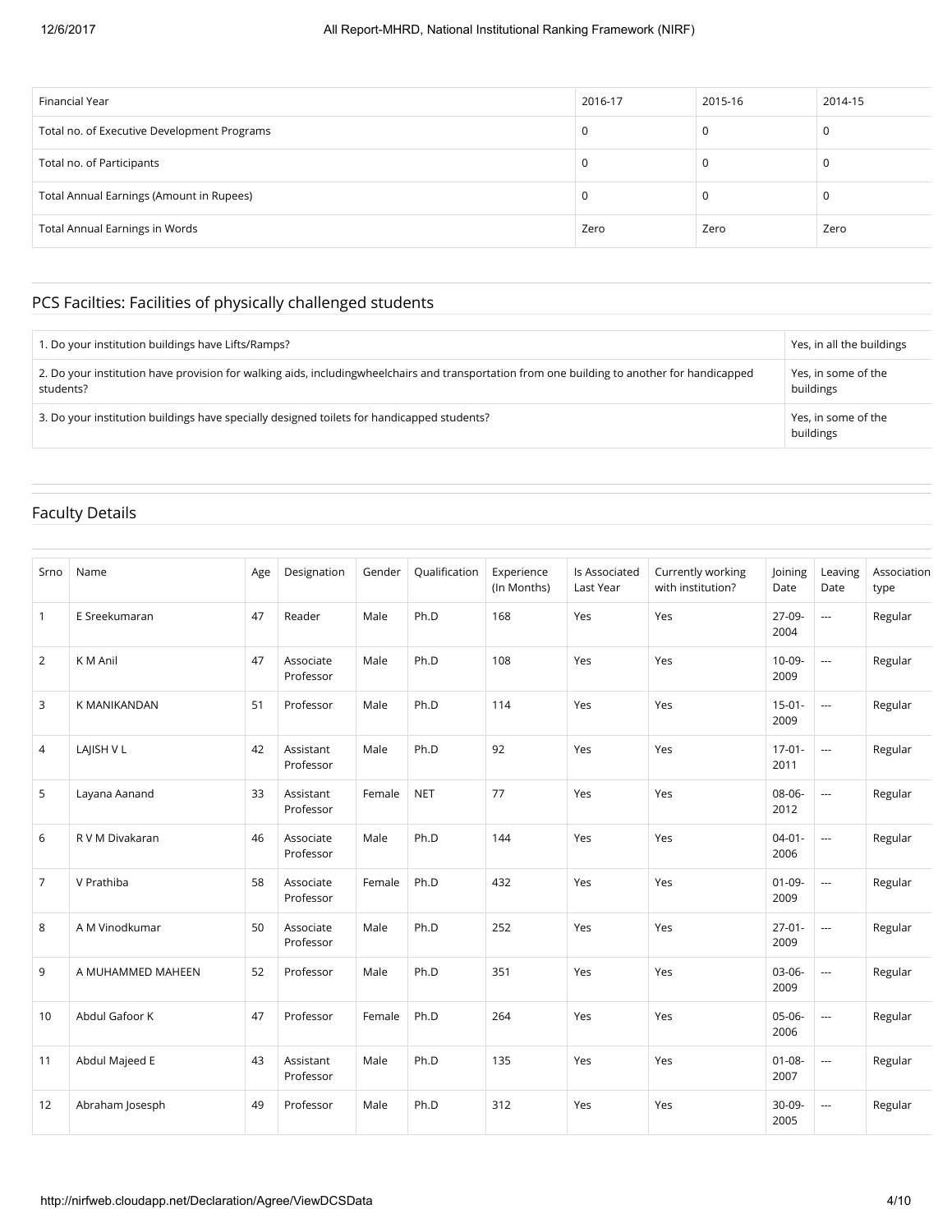| Financial Year | 2016-17 | 2015-16 | 2014-15 |
| --- | --- | --- | --- |
| Total no. of Executive Development Programs | 0 | 0 | 0 |
| Total no. of Participants | 0 | 0 | 0 |
| Total Annual Earnings (Amount in Rupees) | 0 | 0 | 0 |
| Total Annual Earnings in Words | Zero | Zero | Zero |

## PCS Facilties: Facilities of physically challenged students

| | |
| --- | --- |
| 1. Do your institution buildings have Lifts/Ramps? | Yes, in all the buildings |
| 2. Do your institution have provision for walking aids, includingwheelchairs and transportation from one building to another for handicapped students? | Yes, in some of the buildings |
| 3. Do your institution buildings have specially designed toilets for handicapped students? | Yes, in some of the buildings |

## Faculty Details

| Srno | Name | Age | Designation | Gender | Qualification | Experience (In Months) | Is Associated Last Year | Currently working with institution? | Joining Date | Leaving Date | Association type |
| --- | --- | --- | --- | --- | --- | --- | --- | --- | --- | --- | --- |
| 1 | E Sreekumaran | 47 | Reader | Male | Ph.D | 168 | Yes | Yes | 27-09-2004 | --- | Regular |
| 2 | K M Anil | 47 | Associate Professor | Male | Ph.D | 108 | Yes | Yes | 10-09-2009 | --- | Regular |
| 3 | K MANIKANDAN | 51 | Professor | Male | Ph.D | 114 | Yes | Yes | 15-01-2009 | --- | Regular |
| 4 | LAJISH V L | 42 | Assistant Professor | Male | Ph.D | 92 | Yes | Yes | 17-01-2011 | --- | Regular |
| 5 | Layana Aanand | 33 | Assistant Professor | Female | NET | 77 | Yes | Yes | 08-06-2012 | --- | Regular |
| 6 | R V M Divakaran | 46 | Associate Professor | Male | Ph.D | 144 | Yes | Yes | 04-01-2006 | --- | Regular |
| 7 | V Prathiba | 58 | Associate Professor | Female | Ph.D | 432 | Yes | Yes | 01-09-2009 | --- | Regular |
| 8 | A M Vinodkumar | 50 | Associate Professor | Male | Ph.D | 252 | Yes | Yes | 27-01-2009 | --- | Regular |
| 9 | A MUHAMMED MAHEEN | 52 | Professor | Male | Ph.D | 351 | Yes | Yes | 03-06-2009 | --- | Regular |
| 10 | Abdul Gafoor K | 47 | Professor | Female | Ph.D | 264 | Yes | Yes | 05-06-2006 | --- | Regular |
| 11 | Abdul Majeed E | 43 | Assistant Professor | Male | Ph.D | 135 | Yes | Yes | 01-08-2007 | --- | Regular |
| 12 | Abraham Josesph | 49 | Professor | Male | Ph.D | 312 | Yes | Yes | 30-09-2005 | --- | Regular |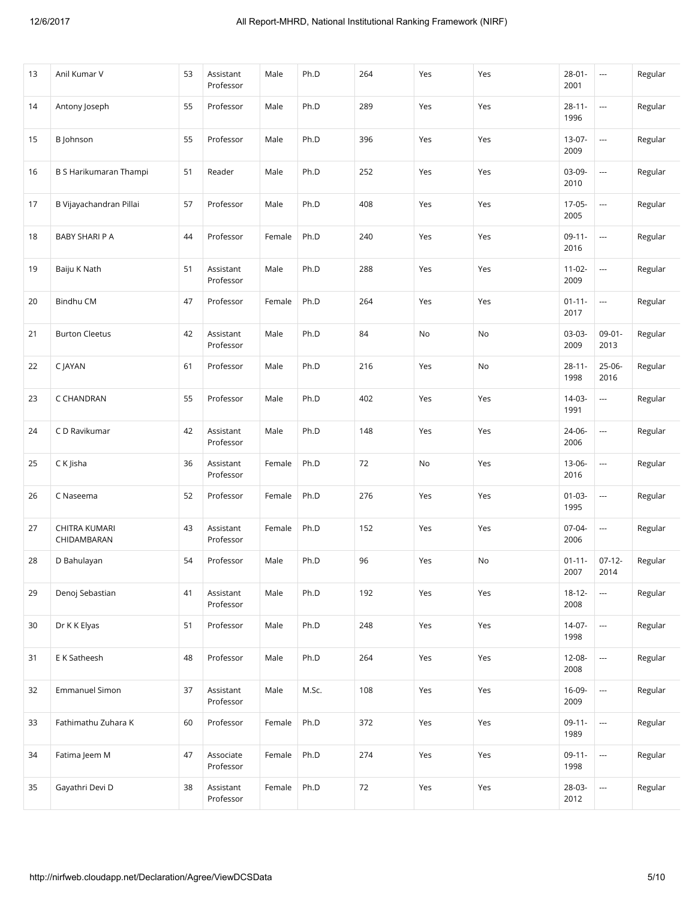| | | | | | | | | | | | |
|---|---|---|---|---|---|---|---|---|---|---|---|
| 13 | Anil Kumar V | 53 | Assistant Professor | Male | Ph.D | 264 | Yes | Yes | 28-01-2001 | --- | Regular |
| 14 | Antony Joseph | 55 | Professor | Male | Ph.D | 289 | Yes | Yes | 28-11-1996 | --- | Regular |
| 15 | B Johnson | 55 | Professor | Male | Ph.D | 396 | Yes | Yes | 13-07-2009 | --- | Regular |
| 16 | B S Harikumaran Thampi | 51 | Reader | Male | Ph.D | 252 | Yes | Yes | 03-09-2010 | --- | Regular |
| 17 | B Vijayachandran Pillai | 57 | Professor | Male | Ph.D | 408 | Yes | Yes | 17-05-2005 | --- | Regular |
| 18 | BABY SHARI P A | 44 | Professor | Female | Ph.D | 240 | Yes | Yes | 09-11-2016 | --- | Regular |
| 19 | Baiju K Nath | 51 | Assistant Professor | Male | Ph.D | 288 | Yes | Yes | 11-02-2009 | --- | Regular |
| 20 | Bindhu CM | 47 | Professor | Female | Ph.D | 264 | Yes | Yes | 01-11-2017 | --- | Regular |
| 21 | Burton Cleetus | 42 | Assistant Professor | Male | Ph.D | 84 | No | No | 03-03-2009 | 09-01-2013 | Regular |
| 22 | C JAYAN | 61 | Professor | Male | Ph.D | 216 | Yes | No | 28-11-1998 | 25-06-2016 | Regular |
| 23 | C CHANDRAN | 55 | Professor | Male | Ph.D | 402 | Yes | Yes | 14-03-1991 | --- | Regular |
| 24 | C D Ravikumar | 42 | Assistant Professor | Male | Ph.D | 148 | Yes | Yes | 24-06-2006 | --- | Regular |
| 25 | C K Jisha | 36 | Assistant Professor | Female | Ph.D | 72 | No | Yes | 13-06-2016 | --- | Regular |
| 26 | C Naseema | 52 | Professor | Female | Ph.D | 276 | Yes | Yes | 01-03-1995 | --- | Regular |
| 27 | CHITRA KUMARI CHIDAMBARAN | 43 | Assistant Professor | Female | Ph.D | 152 | Yes | Yes | 07-04-2006 | --- | Regular |
| 28 | D Bahulayan | 54 | Professor | Male | Ph.D | 96 | Yes | No | 01-11-2007 | 07-12-2014 | Regular |
| 29 | Denoj Sebastian | 41 | Assistant Professor | Male | Ph.D | 192 | Yes | Yes | 18-12-2008 | --- | Regular |
| 30 | Dr K K Elyas | 51 | Professor | Male | Ph.D | 248 | Yes | Yes | 14-07-1998 | --- | Regular |
| 31 | E K Satheesh | 48 | Professor | Male | Ph.D | 264 | Yes | Yes | 12-08-2008 | --- | Regular |
| 32 | Emmanuel Simon | 37 | Assistant Professor | Male | M.Sc. | 108 | Yes | Yes | 16-09-2009 | --- | Regular |
| 33 | Fathimathu Zuhara K | 60 | Professor | Female | Ph.D | 372 | Yes | Yes | 09-11-1989 | --- | Regular |
| 34 | Fatima Jeem M | 47 | Associate Professor | Female | Ph.D | 274 | Yes | Yes | 09-11-1998 | --- | Regular |
| 35 | Gayathri Devi D | 38 | Assistant Professor | Female | Ph.D | 72 | Yes | Yes | 28-03-2012 | --- | Regular |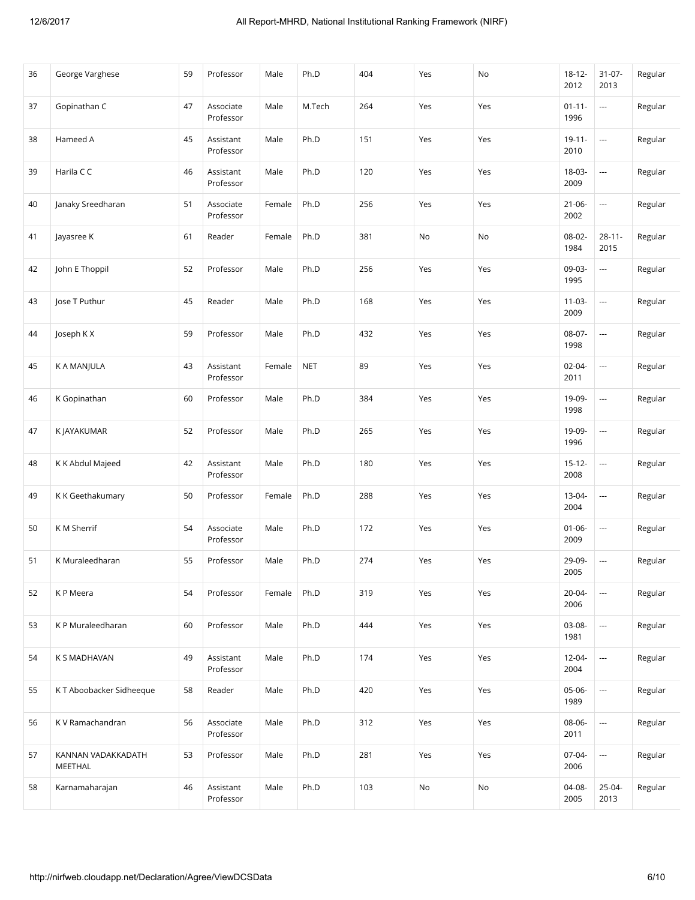| 36 | George Varghese | 59 | Professor | Male | Ph.D | 404 | Yes | No | 18-12-2012 | 31-07-2013 | Regular |
|---|---|---|---|---|---|---|---|---|---|---|---|
| 37 | Gopinathan C | 47 | Associate Professor | Male | M.Tech | 264 | Yes | Yes | 01-11-1996 | --- | Regular |
| 38 | Hameed A | 45 | Assistant Professor | Male | Ph.D | 151 | Yes | Yes | 19-11-2010 | --- | Regular |
| 39 | Harila C C | 46 | Assistant Professor | Male | Ph.D | 120 | Yes | Yes | 18-03-2009 | --- | Regular |
| 40 | Janaky Sreedharan | 51 | Associate Professor | Female | Ph.D | 256 | Yes | Yes | 21-06-2002 | --- | Regular |
| 41 | Jayasree K | 61 | Reader | Female | Ph.D | 381 | No | No | 08-02-1984 | 28-11-2015 | Regular |
| 42 | John E Thoppil | 52 | Professor | Male | Ph.D | 256 | Yes | Yes | 09-03-1995 | --- | Regular |
| 43 | Jose T Puthur | 45 | Reader | Male | Ph.D | 168 | Yes | Yes | 11-03-2009 | --- | Regular |
| 44 | Joseph K X | 59 | Professor | Male | Ph.D | 432 | Yes | Yes | 08-07-1998 | --- | Regular |
| 45 | K A MANJULA | 43 | Assistant Professor | Female | NET | 89 | Yes | Yes | 02-04-2011 | --- | Regular |
| 46 | K Gopinathan | 60 | Professor | Male | Ph.D | 384 | Yes | Yes | 19-09-1998 | --- | Regular |
| 47 | K JAYAKUMAR | 52 | Professor | Male | Ph.D | 265 | Yes | Yes | 19-09-1996 | --- | Regular |
| 48 | K K Abdul Majeed | 42 | Assistant Professor | Male | Ph.D | 180 | Yes | Yes | 15-12-2008 | --- | Regular |
| 49 | K K Geethakumary | 50 | Professor | Female | Ph.D | 288 | Yes | Yes | 13-04-2004 | --- | Regular |
| 50 | K M Sherrif | 54 | Associate Professor | Male | Ph.D | 172 | Yes | Yes | 01-06-2009 | --- | Regular |
| 51 | K Muraleedharan | 55 | Professor | Male | Ph.D | 274 | Yes | Yes | 29-09-2005 | --- | Regular |
| 52 | K P Meera | 54 | Professor | Female | Ph.D | 319 | Yes | Yes | 20-04-2006 | --- | Regular |
| 53 | K P Muraleedharan | 60 | Professor | Male | Ph.D | 444 | Yes | Yes | 03-08-1981 | --- | Regular |
| 54 | K S MADHAVAN | 49 | Assistant Professor | Male | Ph.D | 174 | Yes | Yes | 12-04-2004 | --- | Regular |
| 55 | K T Aboobacker Sidheeque | 58 | Reader | Male | Ph.D | 420 | Yes | Yes | 05-06-1989 | --- | Regular |
| 56 | K V Ramachandran | 56 | Associate Professor | Male | Ph.D | 312 | Yes | Yes | 08-06-2011 | --- | Regular |
| 57 | KANNAN VADAKKADATH MEETHAL | 53 | Professor | Male | Ph.D | 281 | Yes | Yes | 07-04-2006 | --- | Regular |
| 58 | Karnamaharajan | 46 | Assistant Professor | Male | Ph.D | 103 | No | No | 04-08-2005 | 25-04-2013 | Regular |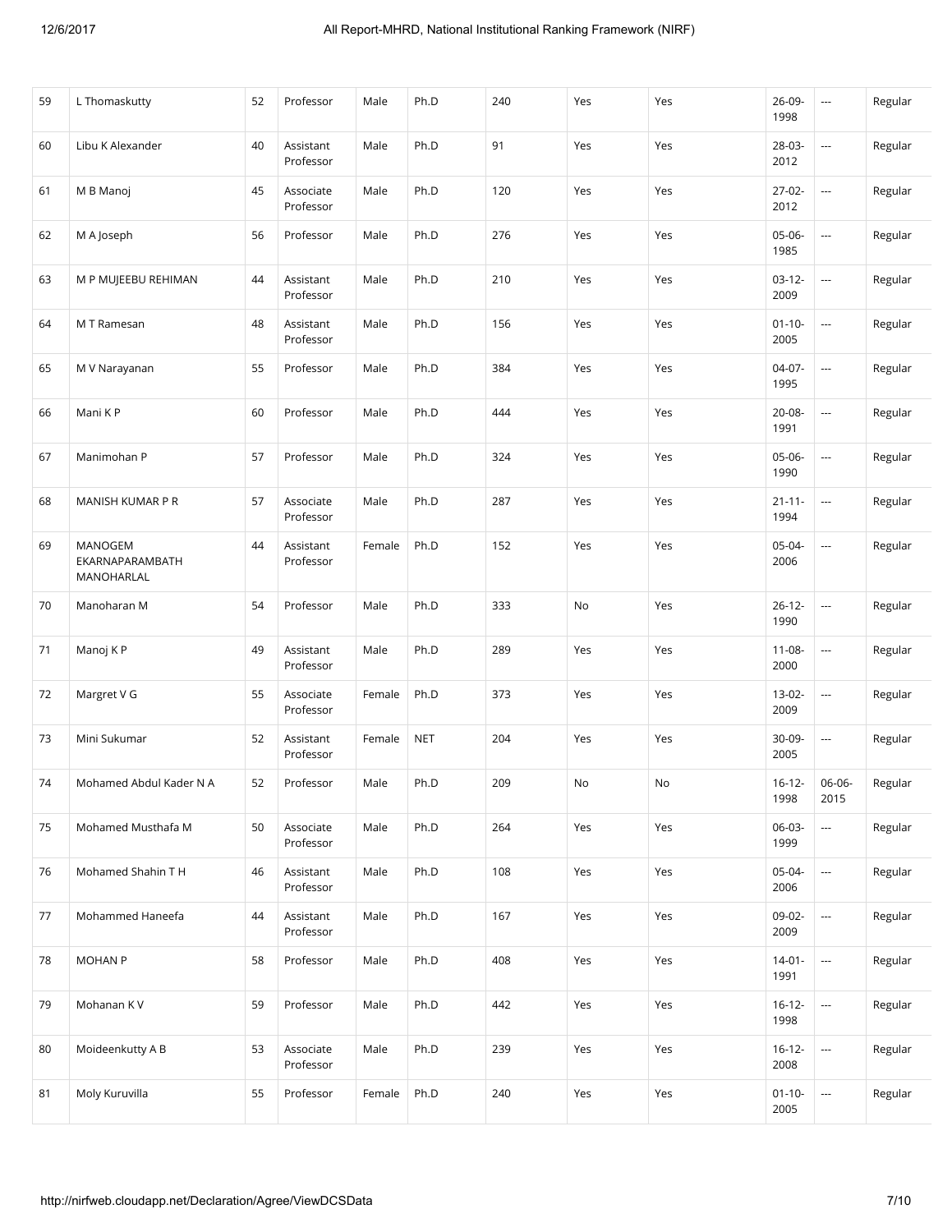| 59 | L Thomaskutty | 52 | Professor | Male | Ph.D | 240 | Yes | Yes | 26-09-1998 | --- | Regular |
|---|---|---|---|---|---|---|---|---|---|---|---|
| 60 | Libu K Alexander | 40 | Assistant Professor | Male | Ph.D | 91 | Yes | Yes | 28-03-2012 | --- | Regular |
| 61 | M B Manoj | 45 | Associate Professor | Male | Ph.D | 120 | Yes | Yes | 27-02-2012 | --- | Regular |
| 62 | M A Joseph | 56 | Professor | Male | Ph.D | 276 | Yes | Yes | 05-06-1985 | --- | Regular |
| 63 | M P MUJEEBU REHIMAN | 44 | Assistant Professor | Male | Ph.D | 210 | Yes | Yes | 03-12-2009 | --- | Regular |
| 64 | M T Ramesan | 48 | Assistant Professor | Male | Ph.D | 156 | Yes | Yes | 01-10-2005 | --- | Regular |
| 65 | M V Narayanan | 55 | Professor | Male | Ph.D | 384 | Yes | Yes | 04-07-1995 | --- | Regular |
| 66 | Mani K P | 60 | Professor | Male | Ph.D | 444 | Yes | Yes | 20-08-1991 | --- | Regular |
| 67 | Manimohan P | 57 | Professor | Male | Ph.D | 324 | Yes | Yes | 05-06-1990 | --- | Regular |
| 68 | MANISH KUMAR P R | 57 | Associate Professor | Male | Ph.D | 287 | Yes | Yes | 21-11-1994 | --- | Regular |
| 69 | MANOGEM EKARNAPARAMBATH MANOHARLAL | 44 | Assistant Professor | Female | Ph.D | 152 | Yes | Yes | 05-04-2006 | --- | Regular |
| 70 | Manoharan M | 54 | Professor | Male | Ph.D | 333 | No | Yes | 26-12-1990 | --- | Regular |
| 71 | Manoj K P | 49 | Assistant Professor | Male | Ph.D | 289 | Yes | Yes | 11-08-2000 | --- | Regular |
| 72 | Margret V G | 55 | Associate Professor | Female | Ph.D | 373 | Yes | Yes | 13-02-2009 | --- | Regular |
| 73 | Mini Sukumar | 52 | Assistant Professor | Female | NET | 204 | Yes | Yes | 30-09-2005 | --- | Regular |
| 74 | Mohamed Abdul Kader N A | 52 | Professor | Male | Ph.D | 209 | No | No | 16-12-1998 | 06-06-2015 | Regular |
| 75 | Mohamed Musthafa M | 50 | Associate Professor | Male | Ph.D | 264 | Yes | Yes | 06-03-1999 | --- | Regular |
| 76 | Mohamed Shahin T H | 46 | Assistant Professor | Male | Ph.D | 108 | Yes | Yes | 05-04-2006 | --- | Regular |
| 77 | Mohammed Haneefa | 44 | Assistant Professor | Male | Ph.D | 167 | Yes | Yes | 09-02-2009 | --- | Regular |
| 78 | MOHAN P | 58 | Professor | Male | Ph.D | 408 | Yes | Yes | 14-01-1991 | --- | Regular |
| 79 | Mohanan K V | 59 | Professor | Male | Ph.D | 442 | Yes | Yes | 16-12-1998 | --- | Regular |
| 80 | Moideenkutty A B | 53 | Associate Professor | Male | Ph.D | 239 | Yes | Yes | 16-12-2008 | --- | Regular |
| 81 | Moly Kuruvilla | 55 | Professor | Female | Ph.D | 240 | Yes | Yes | 01-10-2005 | --- | Regular |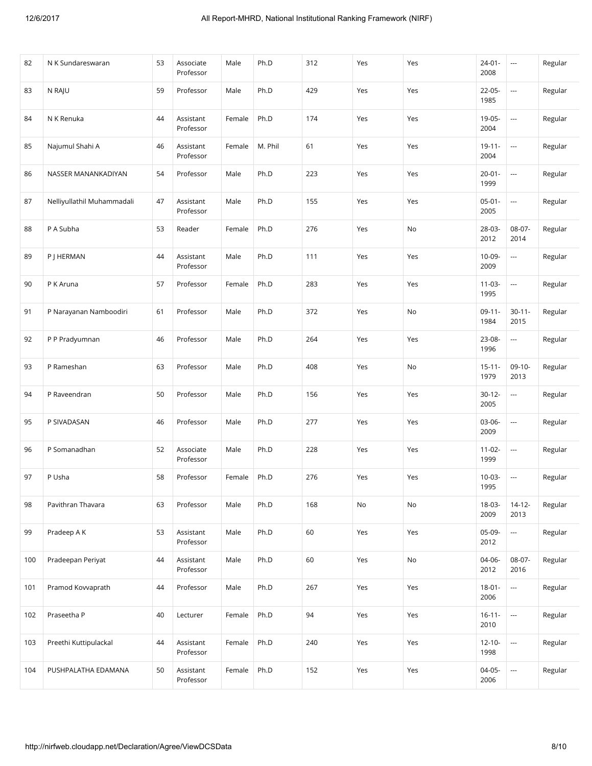| | | | | | | | | | | | |
|---|---|---|---|---|---|---|---|---|---|---|---|
| 82 | N K Sundareswaran | 53 | Associate Professor | Male | Ph.D | 312 | Yes | Yes | 24-01-2008 | --- | Regular |
| 83 | N RAJU | 59 | Professor | Male | Ph.D | 429 | Yes | Yes | 22-05-1985 | --- | Regular |
| 84 | N K Renuka | 44 | Assistant Professor | Female | Ph.D | 174 | Yes | Yes | 19-05-2004 | --- | Regular |
| 85 | Najumul Shahi A | 46 | Assistant Professor | Female | M. Phil | 61 | Yes | Yes | 19-11-2004 | --- | Regular |
| 86 | NASSER MANANKADIYAN | 54 | Professor | Male | Ph.D | 223 | Yes | Yes | 20-01-1999 | --- | Regular |
| 87 | Nelliyullathil Muhammadali | 47 | Assistant Professor | Male | Ph.D | 155 | Yes | Yes | 05-01-2005 | --- | Regular |
| 88 | P A Subha | 53 | Reader | Female | Ph.D | 276 | Yes | No | 28-03-2012 | 08-07-2014 | Regular |
| 89 | P J HERMAN | 44 | Assistant Professor | Male | Ph.D | 111 | Yes | Yes | 10-09-2009 | --- | Regular |
| 90 | P K Aruna | 57 | Professor | Female | Ph.D | 283 | Yes | Yes | 11-03-1995 | --- | Regular |
| 91 | P Narayanan Namboodiri | 61 | Professor | Male | Ph.D | 372 | Yes | No | 09-11-1984 | 30-11-2015 | Regular |
| 92 | P P Pradyumnan | 46 | Professor | Male | Ph.D | 264 | Yes | Yes | 23-08-1996 | --- | Regular |
| 93 | P Rameshan | 63 | Professor | Male | Ph.D | 408 | Yes | No | 15-11-1979 | 09-10-2013 | Regular |
| 94 | P Raveendran | 50 | Professor | Male | Ph.D | 156 | Yes | Yes | 30-12-2005 | --- | Regular |
| 95 | P SIVADASAN | 46 | Professor | Male | Ph.D | 277 | Yes | Yes | 03-06-2009 | --- | Regular |
| 96 | P Somanadhan | 52 | Associate Professor | Male | Ph.D | 228 | Yes | Yes | 11-02-1999 | --- | Regular |
| 97 | P Usha | 58 | Professor | Female | Ph.D | 276 | Yes | Yes | 10-03-1995 | --- | Regular |
| 98 | Pavithran Thavara | 63 | Professor | Male | Ph.D | 168 | No | No | 18-03-2009 | 14-12-2013 | Regular |
| 99 | Pradeep A K | 53 | Assistant Professor | Male | Ph.D | 60 | Yes | Yes | 05-09-2012 | --- | Regular |
| 100 | Pradeepan Periyat | 44 | Assistant Professor | Male | Ph.D | 60 | Yes | No | 04-06-2012 | 08-07-2016 | Regular |
| 101 | Pramod Kovvaprath | 44 | Professor | Male | Ph.D | 267 | Yes | Yes | 18-01-2006 | --- | Regular |
| 102 | Praseetha P | 40 | Lecturer | Female | Ph.D | 94 | Yes | Yes | 16-11-2010 | --- | Regular |
| 103 | Preethi Kuttipulackal | 44 | Assistant Professor | Female | Ph.D | 240 | Yes | Yes | 12-10-1998 | --- | Regular |
| 104 | PUSHPALATHA EDAMANA | 50 | Assistant Professor | Female | Ph.D | 152 | Yes | Yes | 04-05-2006 | --- | Regular |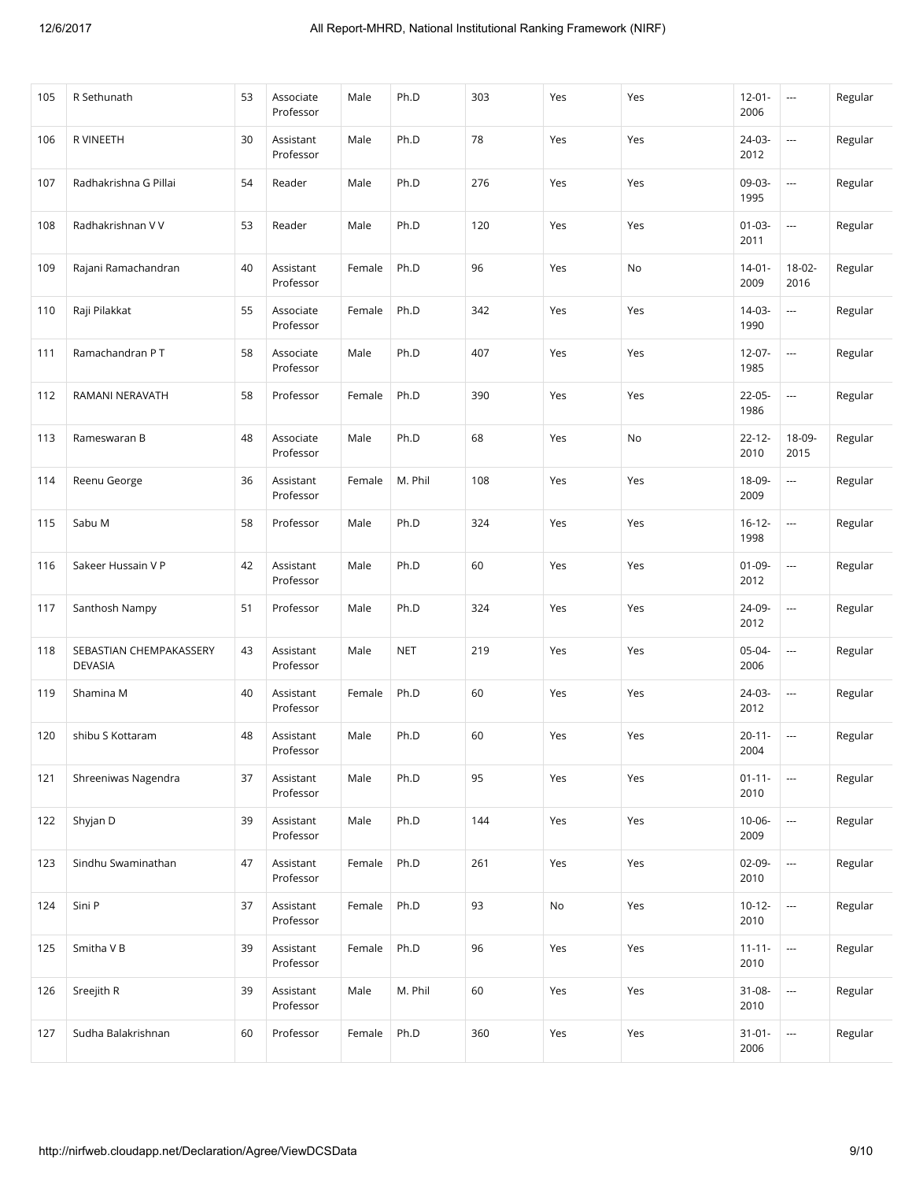| 105 | R Sethunath | 53 | Associate Professor | Male | Ph.D | 303 | Yes | Yes | 12-01-2006 | --- | Regular |
|---|---|---|---|---|---|---|---|---|---|---|---|
| 106 | R VINEETH | 30 | Assistant Professor | Male | Ph.D | 78 | Yes | Yes | 24-03-2012 | --- | Regular |
| 107 | Radhakrishna G Pillai | 54 | Reader | Male | Ph.D | 276 | Yes | Yes | 09-03-1995 | --- | Regular |
| 108 | Radhakrishnan V V | 53 | Reader | Male | Ph.D | 120 | Yes | Yes | 01-03-2011 | --- | Regular |
| 109 | Rajani Ramachandran | 40 | Assistant Professor | Female | Ph.D | 96 | Yes | No | 14-01-2009 | 18-02-2016 | Regular |
| 110 | Raji Pilakkat | 55 | Associate Professor | Female | Ph.D | 342 | Yes | Yes | 14-03-1990 | --- | Regular |
| 111 | Ramachandran P T | 58 | Associate Professor | Male | Ph.D | 407 | Yes | Yes | 12-07-1985 | --- | Regular |
| 112 | RAMANI NERAVATH | 58 | Professor | Female | Ph.D | 390 | Yes | Yes | 22-05-1986 | --- | Regular |
| 113 | Rameswaran B | 48 | Associate Professor | Male | Ph.D | 68 | Yes | No | 22-12-2010 | 18-09-2015 | Regular |
| 114 | Reenu George | 36 | Assistant Professor | Female | M. Phil | 108 | Yes | Yes | 18-09-2009 | --- | Regular |
| 115 | Sabu M | 58 | Professor | Male | Ph.D | 324 | Yes | Yes | 16-12-1998 | --- | Regular |
| 116 | Sakeer Hussain V P | 42 | Assistant Professor | Male | Ph.D | 60 | Yes | Yes | 01-09-2012 | --- | Regular |
| 117 | Santhosh Nampy | 51 | Professor | Male | Ph.D | 324 | Yes | Yes | 24-09-2012 | --- | Regular |
| 118 | SEBASTIAN CHEMPAKASSERY DEVASIA | 43 | Assistant Professor | Male | NET | 219 | Yes | Yes | 05-04-2006 | --- | Regular |
| 119 | Shamina M | 40 | Assistant Professor | Female | Ph.D | 60 | Yes | Yes | 24-03-2012 | --- | Regular |
| 120 | shibu S Kottaram | 48 | Assistant Professor | Male | Ph.D | 60 | Yes | Yes | 20-11-2004 | --- | Regular |
| 121 | Shreeniwas Nagendra | 37 | Assistant Professor | Male | Ph.D | 95 | Yes | Yes | 01-11-2010 | --- | Regular |
| 122 | Shyjan D | 39 | Assistant Professor | Male | Ph.D | 144 | Yes | Yes | 10-06-2009 | --- | Regular |
| 123 | Sindhu Swaminathan | 47 | Assistant Professor | Female | Ph.D | 261 | Yes | Yes | 02-09-2010 | --- | Regular |
| 124 | Sini P | 37 | Assistant Professor | Female | Ph.D | 93 | No | Yes | 10-12-2010 | --- | Regular |
| 125 | Smitha V B | 39 | Assistant Professor | Female | Ph.D | 96 | Yes | Yes | 11-11-2010 | --- | Regular |
| 126 | Sreejith R | 39 | Assistant Professor | Male | M. Phil | 60 | Yes | Yes | 31-08-2010 | --- | Regular |
| 127 | Sudha Balakrishnan | 60 | Professor | Female | Ph.D | 360 | Yes | Yes | 31-01-2006 | --- | Regular |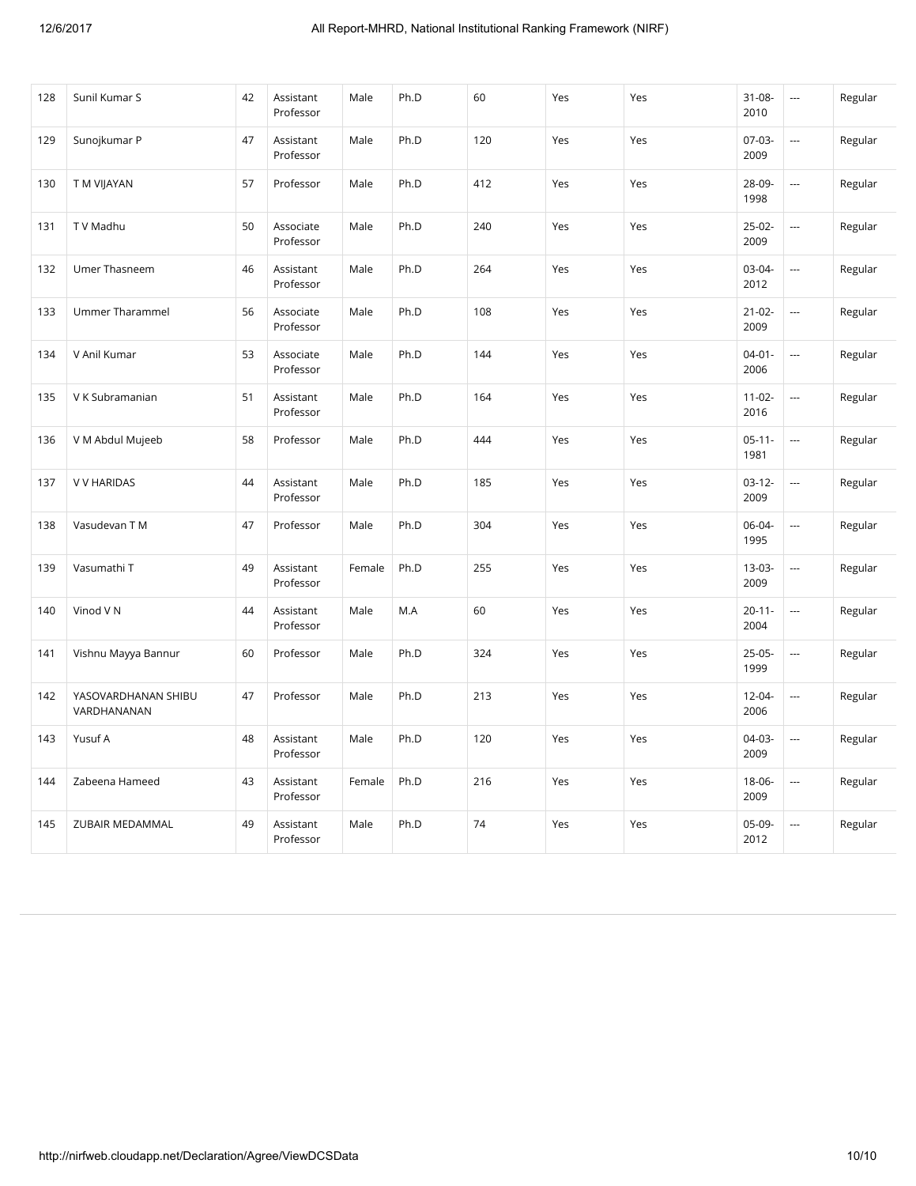| | | | | | | | | | | | |
|---|---|---|---|---|---|---|---|---|---|---|---|
| 128 | Sunil Kumar S | 42 | Assistant Professor | Male | Ph.D | 60 | Yes | Yes | 31-08-2010 | --- | Regular |
| 129 | Sunojkumar P | 47 | Assistant Professor | Male | Ph.D | 120 | Yes | Yes | 07-03-2009 | --- | Regular |
| 130 | T M VIJAYAN | 57 | Professor | Male | Ph.D | 412 | Yes | Yes | 28-09-1998 | --- | Regular |
| 131 | T V Madhu | 50 | Associate Professor | Male | Ph.D | 240 | Yes | Yes | 25-02-2009 | --- | Regular |
| 132 | Umer Thasneem | 46 | Assistant Professor | Male | Ph.D | 264 | Yes | Yes | 03-04-2012 | --- | Regular |
| 133 | Ummer Tharammel | 56 | Associate Professor | Male | Ph.D | 108 | Yes | Yes | 21-02-2009 | --- | Regular |
| 134 | V Anil Kumar | 53 | Associate Professor | Male | Ph.D | 144 | Yes | Yes | 04-01-2006 | --- | Regular |
| 135 | V K Subramanian | 51 | Assistant Professor | Male | Ph.D | 164 | Yes | Yes | 11-02-2016 | --- | Regular |
| 136 | V M Abdul Mujeeb | 58 | Professor | Male | Ph.D | 444 | Yes | Yes | 05-11-1981 | --- | Regular |
| 137 | V V HARIDAS | 44 | Assistant Professor | Male | Ph.D | 185 | Yes | Yes | 03-12-2009 | --- | Regular |
| 138 | Vasudevan T M | 47 | Professor | Male | Ph.D | 304 | Yes | Yes | 06-04-1995 | --- | Regular |
| 139 | Vasumathi T | 49 | Assistant Professor | Female | Ph.D | 255 | Yes | Yes | 13-03-2009 | --- | Regular |
| 140 | Vinod V N | 44 | Assistant Professor | Male | M.A | 60 | Yes | Yes | 20-11-2004 | --- | Regular |
| 141 | Vishnu Mayya Bannur | 60 | Professor | Male | Ph.D | 324 | Yes | Yes | 25-05-1999 | --- | Regular |
| 142 | YASOVARDHANAN SHIBU VARDHANANAN | 47 | Professor | Male | Ph.D | 213 | Yes | Yes | 12-04-2006 | --- | Regular |
| 143 | Yusuf A | 48 | Assistant Professor | Male | Ph.D | 120 | Yes | Yes | 04-03-2009 | --- | Regular |
| 144 | Zabeena Hameed | 43 | Assistant Professor | Female | Ph.D | 216 | Yes | Yes | 18-06-2009 | --- | Regular |
| 145 | ZUBAIR MEDAMMAL | 49 | Assistant Professor | Male | Ph.D | 74 | Yes | Yes | 05-09-2012 | --- | Regular |